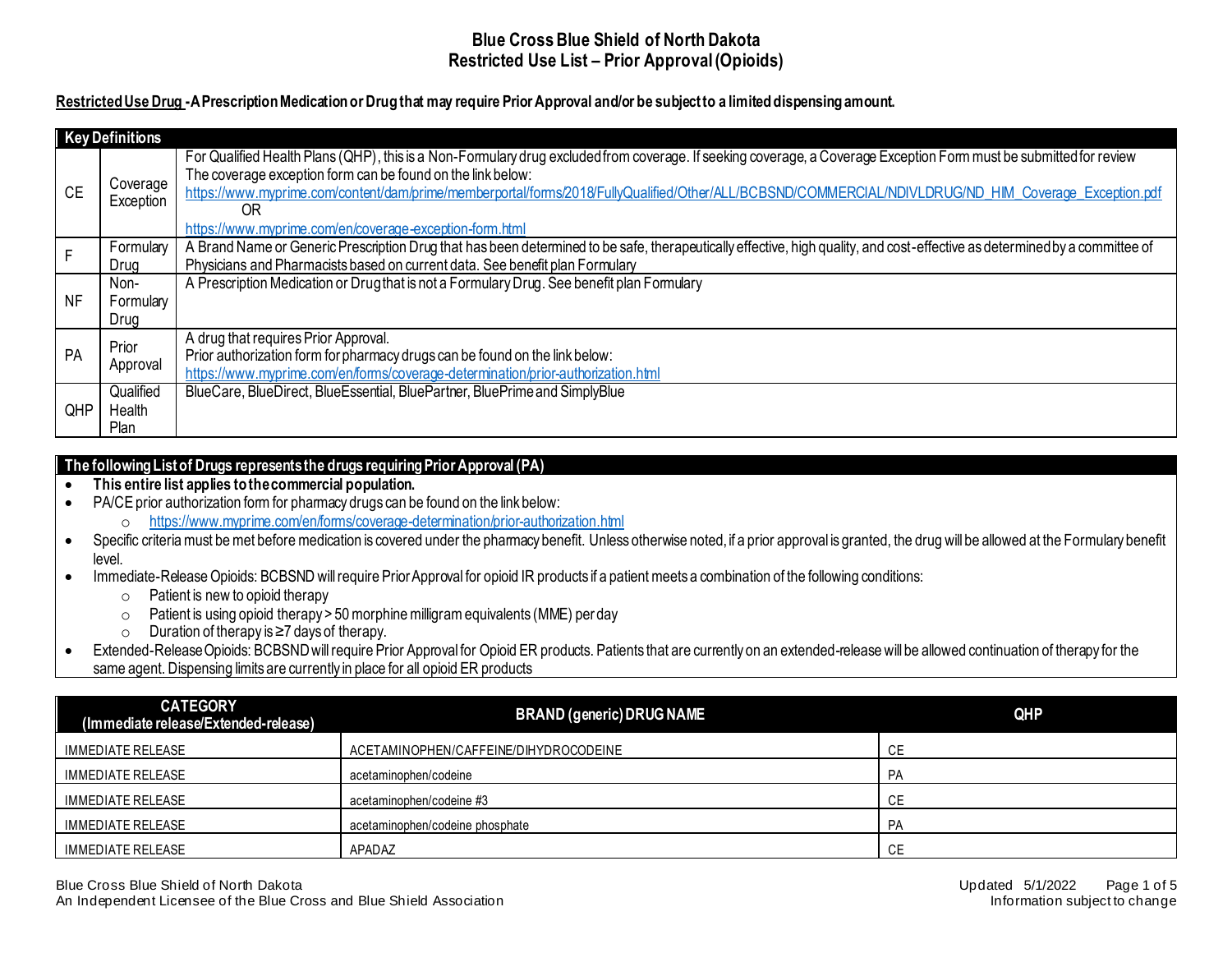# Blue Cross Blue Shield of North Dakota
## Restricted Use List – Prior Approval (Opioids)

**Restricted Use Drug - A Prescription Medication or Drug that may require Prior Approval and/or be subject to a limited dispensing amount.**

| Key Definitions | | |
|---|---|---|
| CE | Coverage Exception | For Qualified Health Plans (QHP), this is a Non-Formulary drug excluded from coverage. If seeking coverage, a Coverage Exception Form must be submitted for review The coverage exception form can be found on the link below: https://www.myprime.com/content/dam/prime/memberportal/forms/2018/FullyQualified/Other/ALL/BCBSND/COMMERCIAL/NDIVLDRUG/ND_HIM_Coverage_Exception.pdf OR https://www.myprime.com/en/coverage-exception-form.html |
| F | Formulary Drug | A Brand Name or Generic Prescription Drug that has been determined to be safe, therapeutically effective, high quality, and cost-effective as determined by a committee of Physicians and Pharmacists based on current data. See benefit plan Formulary |
| NF | Non-Formulary Drug | A Prescription Medication or Drug that is not a Formulary Drug. See benefit plan Formulary |
| PA | Prior Approval | A drug that requires Prior Approval. Prior authorization form for pharmacy drugs can be found on the link below: https://www.myprime.com/en/forms/coverage-determination/prior-authorization.html |
| QHP | Qualified Health Plan | BlueCare, BlueDirect, BlueEssential, BluePartner, BluePrime and SimplyBlue |

**The following List of Drugs represents the drugs requiring Prior Approval (PA)**

- **This entire list applies to the commercial population.**
- PA/CE prior authorization form for pharmacy drugs can be found on the link below:
  - https://www.myprime.com/en/forms/coverage-determination/prior-authorization.html
- Specific criteria must be met before medication is covered under the pharmacy benefit. Unless otherwise noted, if a prior approval is granted, the drug will be allowed at the Formulary benefit level.
- Immediate-Release Opioids: BCBSND will require Prior Approval for opioid IR products if a patient meets a combination of the following conditions:
  - Patient is new to opioid therapy
  - Patient is using opioid therapy > 50 morphine milligram equivalents (MME) per day
  - Duration of therapy is ≥7 days of therapy.
- Extended-Release Opioids: BCBSND will require Prior Approval for Opioid ER products. Patients that are currently on an extended-release will be allowed continuation of therapy for the same agent. Dispensing limits are currently in place for all opioid ER products

| CATEGORY (Immediate release/Extended-release) | BRAND (generic) DRUG NAME | QHP |
|---|---|---|
| IMMEDIATE RELEASE | ACETAMINOPHEN/CAFFEINE/DIHYDROCODEINE | CE |
| IMMEDIATE RELEASE | acetaminophen/codeine | PA |
| IMMEDIATE RELEASE | acetaminophen/codeine #3 | CE |
| IMMEDIATE RELEASE | acetaminophen/codeine phosphate | PA |
| IMMEDIATE RELEASE | APADAZ | CE |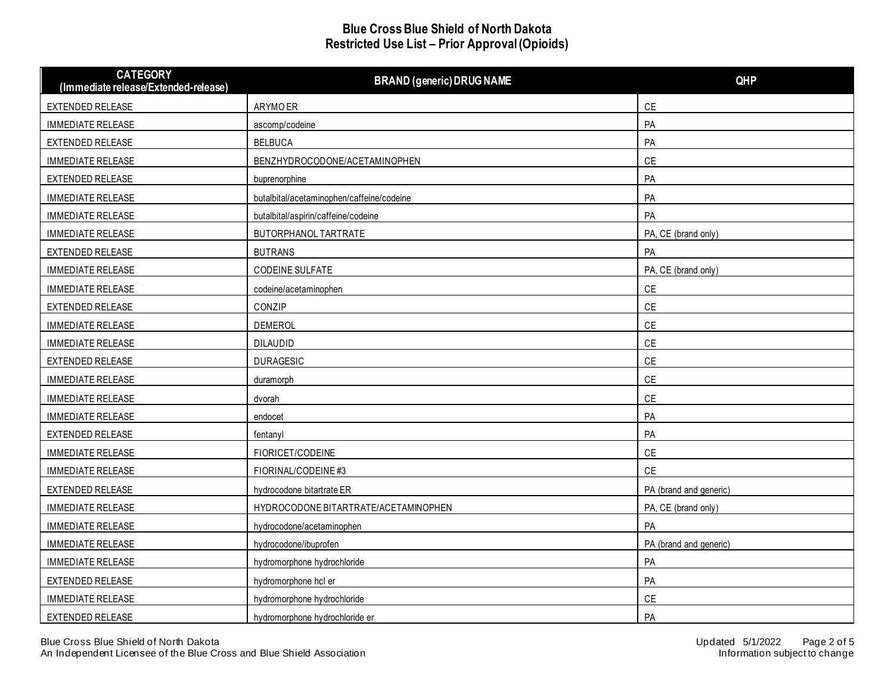# Blue Cross Blue Shield of North Dakota
## Restricted Use List – Prior Approval (Opioids)

| CATEGORY (Immediate release/Extended-release) | BRAND (generic) DRUG NAME | QHP |
|---|---|---|
| EXTENDED RELEASE | ARYMO ER | CE |
| IMMEDIATE RELEASE | ascomp/codeine | PA |
| EXTENDED RELEASE | BELBUCA | PA |
| IMMEDIATE RELEASE | BENZHYDROCODONE/ACETAMINOPHEN | CE |
| EXTENDED RELEASE | buprenorphine | PA |
| IMMEDIATE RELEASE | butalbital/acetaminophen/caffeine/codeine | PA |
| IMMEDIATE RELEASE | butalbital/aspirin/caffeine/codeine | PA |
| IMMEDIATE RELEASE | BUTORPHANOL TARTRATE | PA, CE (brand only) |
| EXTENDED RELEASE | BUTRANS | PA |
| IMMEDIATE RELEASE | CODEINE SULFATE | PA, CE (brand only) |
| IMMEDIATE RELEASE | codeine/acetaminophen | CE |
| EXTENDED RELEASE | CONZIP | CE |
| IMMEDIATE RELEASE | DEMEROL | CE |
| IMMEDIATE RELEASE | DILAUDID | CE |
| EXTENDED RELEASE | DURAGESIC | CE |
| IMMEDIATE RELEASE | duramorph | CE |
| IMMEDIATE RELEASE | dvorah | CE |
| IMMEDIATE RELEASE | endocet | PA |
| EXTENDED RELEASE | fentanyl | PA |
| IMMEDIATE RELEASE | FIORICET/CODEINE | CE |
| IMMEDIATE RELEASE | FIORINAL/CODEINE #3 | CE |
| EXTENDED RELEASE | hydrocodone bitartrate ER | PA (brand and generic) |
| IMMEDIATE RELEASE | HYDROCODONE BITARTRATE/ACETAMINOPHEN | PA, CE (brand only) |
| IMMEDIATE RELEASE | hydrocodone/acetaminophen | PA |
| IMMEDIATE RELEASE | hydrocodone/ibuprofen | PA (brand and generic) |
| IMMEDIATE RELEASE | hydromorphone hydrochloride | PA |
| EXTENDED RELEASE | hydromorphone hcl er | PA |
| IMMEDIATE RELEASE | hydromorphone hydrochloride | CE |
| EXTENDED RELEASE | hydromorphone hydrochloride er | PA |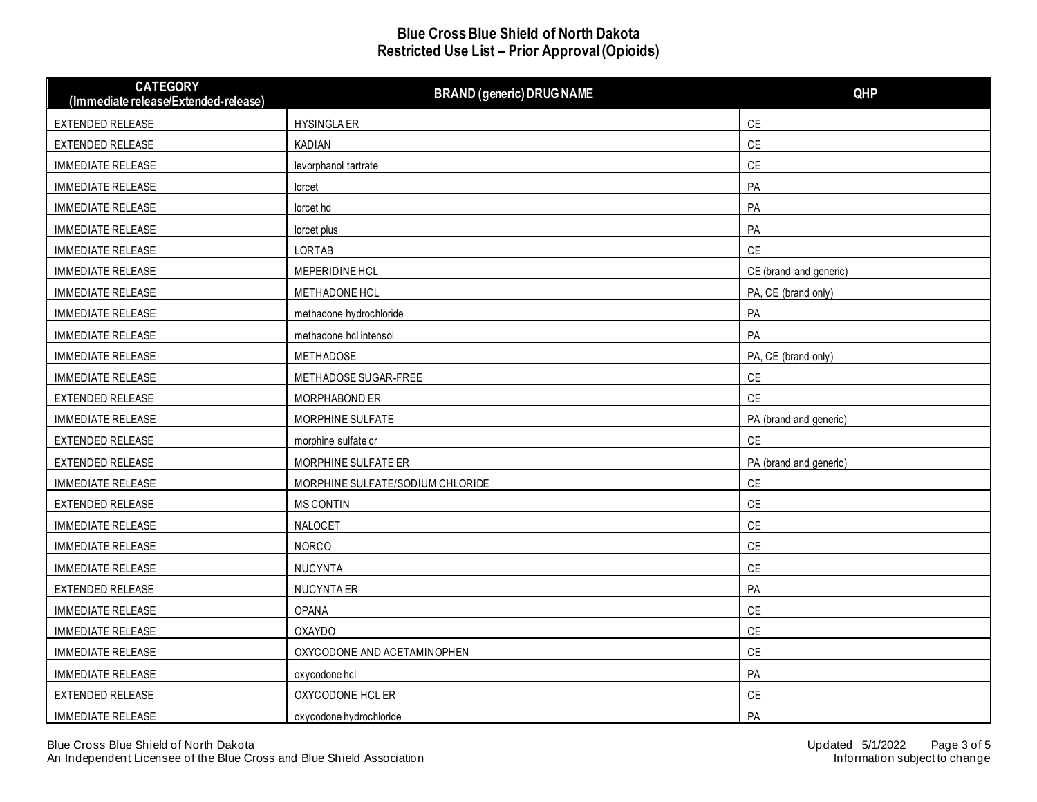# Blue Cross Blue Shield of North Dakota
## Restricted Use List – Prior Approval (Opioids)

| CATEGORY (Immediate release/Extended-release) | BRAND (generic) DRUG NAME | QHP |
|---|---|---|
| EXTENDED RELEASE | HYSINGLA ER | CE |
| EXTENDED RELEASE | KADIAN | CE |
| IMMEDIATE RELEASE | levorphanol tartrate | CE |
| IMMEDIATE RELEASE | lorcet | PA |
| IMMEDIATE RELEASE | lorcet hd | PA |
| IMMEDIATE RELEASE | lorcet plus | PA |
| IMMEDIATE RELEASE | LORTAB | CE |
| IMMEDIATE RELEASE | MEPERIDINE HCL | CE (brand and generic) |
| IMMEDIATE RELEASE | METHADONE HCL | PA, CE (brand only) |
| IMMEDIATE RELEASE | methadone hydrochloride | PA |
| IMMEDIATE RELEASE | methadone hcl intensol | PA |
| IMMEDIATE RELEASE | METHADOSE | PA, CE (brand only) |
| IMMEDIATE RELEASE | METHADOSE SUGAR-FREE | CE |
| EXTENDED RELEASE | MORPHABOND ER | CE |
| IMMEDIATE RELEASE | MORPHINE SULFATE | PA (brand and generic) |
| EXTENDED RELEASE | morphine sulfate cr | CE |
| EXTENDED RELEASE | MORPHINE SULFATE ER | PA (brand and generic) |
| IMMEDIATE RELEASE | MORPHINE SULFATE/SODIUM CHLORIDE | CE |
| EXTENDED RELEASE | MS CONTIN | CE |
| IMMEDIATE RELEASE | NALOCET | CE |
| IMMEDIATE RELEASE | NORCO | CE |
| IMMEDIATE RELEASE | NUCYNTA | CE |
| EXTENDED RELEASE | NUCYNTA ER | PA |
| IMMEDIATE RELEASE | OPANA | CE |
| IMMEDIATE RELEASE | OXAYDO | CE |
| IMMEDIATE RELEASE | OXYCODONE AND ACETAMINOPHEN | CE |
| IMMEDIATE RELEASE | oxycodone hcl | PA |
| EXTENDED RELEASE | OXYCODONE HCL ER | CE |
| IMMEDIATE RELEASE | oxycodone hydrochloride | PA |

Blue Cross Blue Shield of North Dakota
An Independent Licensee of the Blue Cross and Blue Shield Association

Updated 5/1/2022
Information subject to change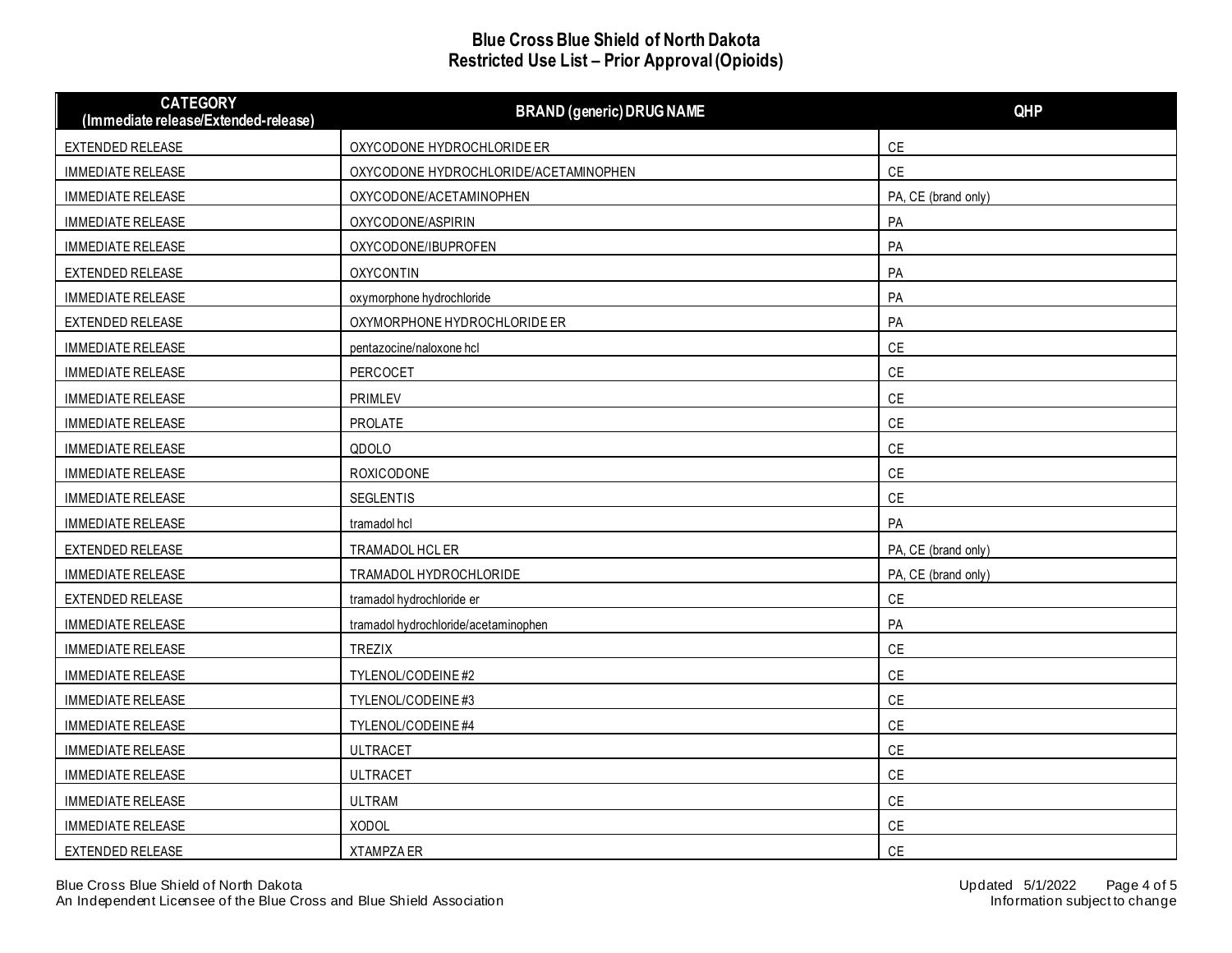# Blue Cross Blue Shield of North Dakota
## Restricted Use List – Prior Approval (Opioids)

| CATEGORY (Immediate release/Extended-release) | BRAND (generic) DRUG NAME | QHP |
|---|---|---|
| EXTENDED RELEASE | OXYCODONE HYDROCHLORIDE ER | CE |
| IMMEDIATE RELEASE | OXYCODONE HYDROCHLORIDE/ACETAMINOPHEN | CE |
| IMMEDIATE RELEASE | OXYCODONE/ACETAMINOPHEN | PA, CE (brand only) |
| IMMEDIATE RELEASE | OXYCODONE/ASPIRIN | PA |
| IMMEDIATE RELEASE | OXYCODONE/IBUPROFEN | PA |
| EXTENDED RELEASE | OXYCONTIN | PA |
| IMMEDIATE RELEASE | oxymorphone hydrochloride | PA |
| EXTENDED RELEASE | OXYMORPHONE HYDROCHLORIDE ER | PA |
| IMMEDIATE RELEASE | pentazocine/naloxone hcl | CE |
| IMMEDIATE RELEASE | PERCOCET | CE |
| IMMEDIATE RELEASE | PRIMLEV | CE |
| IMMEDIATE RELEASE | PROLATE | CE |
| IMMEDIATE RELEASE | QDOLO | CE |
| IMMEDIATE RELEASE | ROXICODONE | CE |
| IMMEDIATE RELEASE | SEGLENTIS | CE |
| IMMEDIATE RELEASE | tramadol hcl | PA |
| EXTENDED RELEASE | TRAMADOL HCL ER | PA, CE (brand only) |
| IMMEDIATE RELEASE | TRAMADOL HYDROCHLORIDE | PA, CE (brand only) |
| EXTENDED RELEASE | tramadol hydrochloride er | CE |
| IMMEDIATE RELEASE | tramadol hydrochloride/acetaminophen | PA |
| IMMEDIATE RELEASE | TREZIX | CE |
| IMMEDIATE RELEASE | TYLENOL/CODEINE #2 | CE |
| IMMEDIATE RELEASE | TYLENOL/CODEINE #3 | CE |
| IMMEDIATE RELEASE | TYLENOL/CODEINE #4 | CE |
| IMMEDIATE RELEASE | ULTRACET | CE |
| IMMEDIATE RELEASE | ULTRACET | CE |
| IMMEDIATE RELEASE | ULTRAM | CE |
| IMMEDIATE RELEASE | XODOL | CE |
| EXTENDED RELEASE | XTAMPZA ER | CE |

Blue Cross Blue Shield of North Dakota
An Independent Licensee of the Blue Cross and Blue Shield Association

Updated 5/1/2022
Information subject to change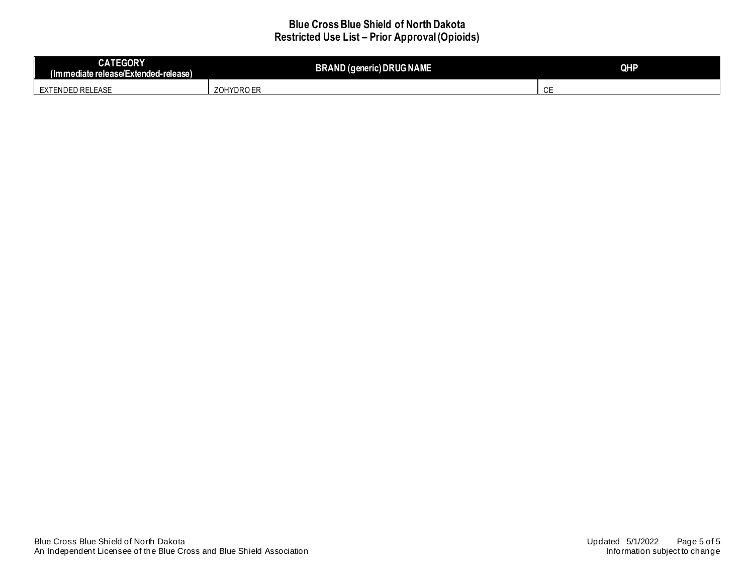**Blue Cross Blue Shield of North Dakota**
**Restricted Use List – Prior Approval (Opioids)**

| CATEGORY (Immediate release/Extended-release) | BRAND (generic) DRUG NAME | QHP |
|---|---|---|
| EXTENDED RELEASE | ZOHYDRO ER | CE |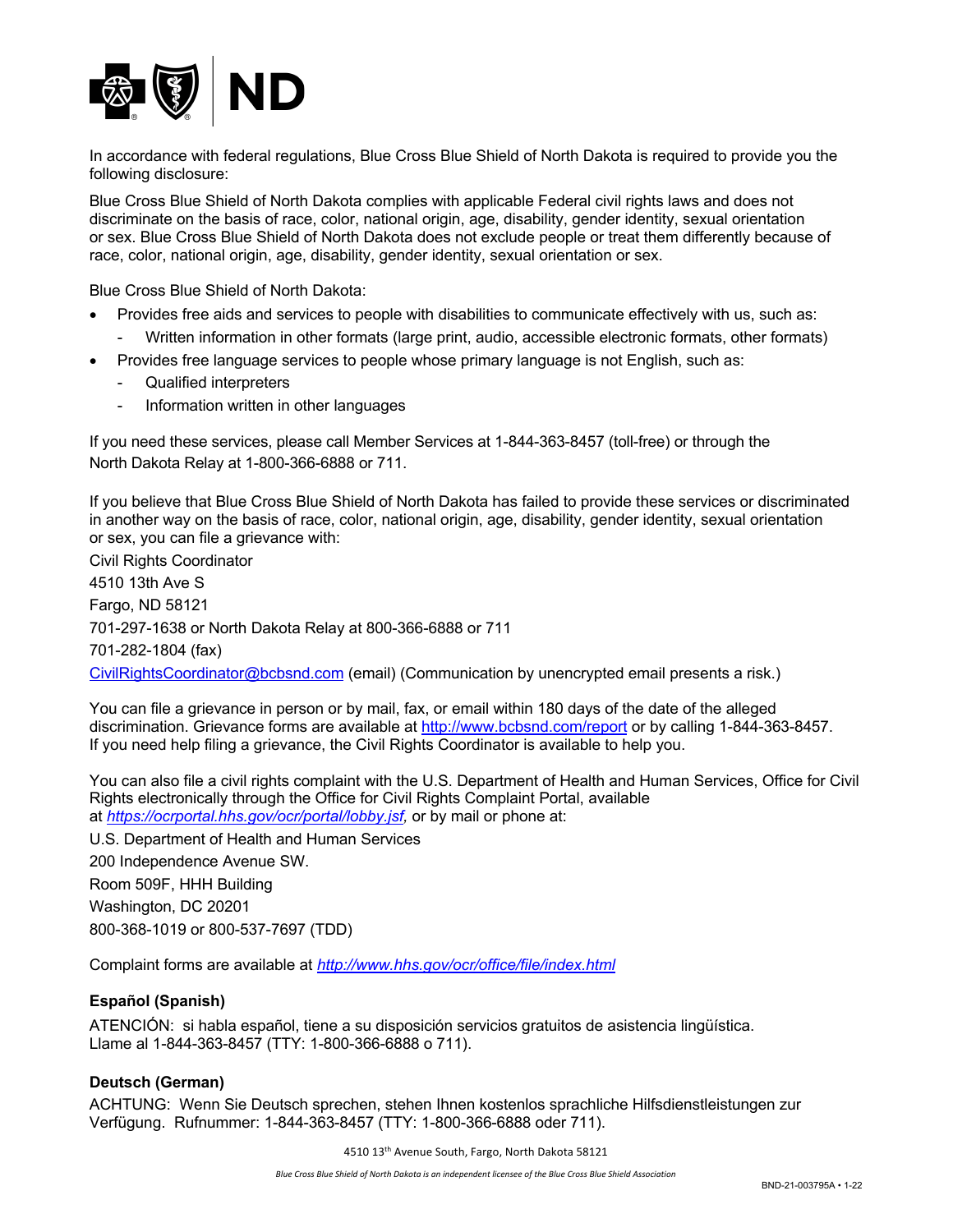In accordance with federal regulations, Blue Cross Blue Shield of North Dakota is required to provide you the following disclosure:

Blue Cross Blue Shield of North Dakota complies with applicable Federal civil rights laws and does not discriminate on the basis of race, color, national origin, age, disability, gender identity, sexual orientation or sex. Blue Cross Blue Shield of North Dakota does not exclude people or treat them differently because of race, color, national origin, age, disability, gender identity, sexual orientation or sex.

Blue Cross Blue Shield of North Dakota:

- Provides free aids and services to people with disabilities to communicate effectively with us, such as:
  - Written information in other formats (large print, audio, accessible electronic formats, other formats)
- Provides free language services to people whose primary language is not English, such as:
  - Qualified interpreters
  - Information written in other languages

If you need these services, please call Member Services at 1-844-363-8457 (toll-free) or through the North Dakota Relay at 1-800-366-6888 or 711.

If you believe that Blue Cross Blue Shield of North Dakota has failed to provide these services or discriminated in another way on the basis of race, color, national origin, age, disability, gender identity, sexual orientation or sex, you can file a grievance with:

Civil Rights Coordinator
4510 13th Ave S
Fargo, ND 58121
701-297-1638 or North Dakota Relay at 800-366-6888 or 711
701-282-1804 (fax)
CivilRightsCoordinator@bcbsnd.com (email) (Communication by unencrypted email presents a risk.)

You can file a grievance in person or by mail, fax, or email within 180 days of the date of the alleged discrimination. Grievance forms are available at http://www.bcbsnd.com/report or by calling 1-844-363-8457. If you need help filing a grievance, the Civil Rights Coordinator is available to help you.

You can also file a civil rights complaint with the U.S. Department of Health and Human Services, Office for Civil Rights electronically through the Office for Civil Rights Complaint Portal, available at *https://ocrportal.hhs.gov/ocr/portal/lobby.jsf,* or by mail or phone at:

U.S. Department of Health and Human Services
200 Independence Avenue SW.
Room 509F, HHH Building
Washington, DC 20201
800-368-1019 or 800-537-7697 (TDD)

Complaint forms are available at *http://www.hhs.gov/ocr/office/file/index.html*

**Español (Spanish)**

ATENCIÓN: si habla español, tiene a su disposición servicios gratuitos de asistencia lingüística. Llame al 1-844-363-8457 (TTY: 1-800-366-6888 o 711).

**Deutsch (German)**

ACHTUNG: Wenn Sie Deutsch sprechen, stehen Ihnen kostenlos sprachliche Hilfsdienstleistungen zur Verfügung. Rufnummer: 1-844-363-8457 (TTY: 1-800-366-6888 oder 711).

4510 13th Avenue South, Fargo, North Dakota 58121

*Blue Cross Blue Shield of North Dakota is an independent licensee of the Blue Cross Blue Shield Association*

BND-21-003795A • 1-22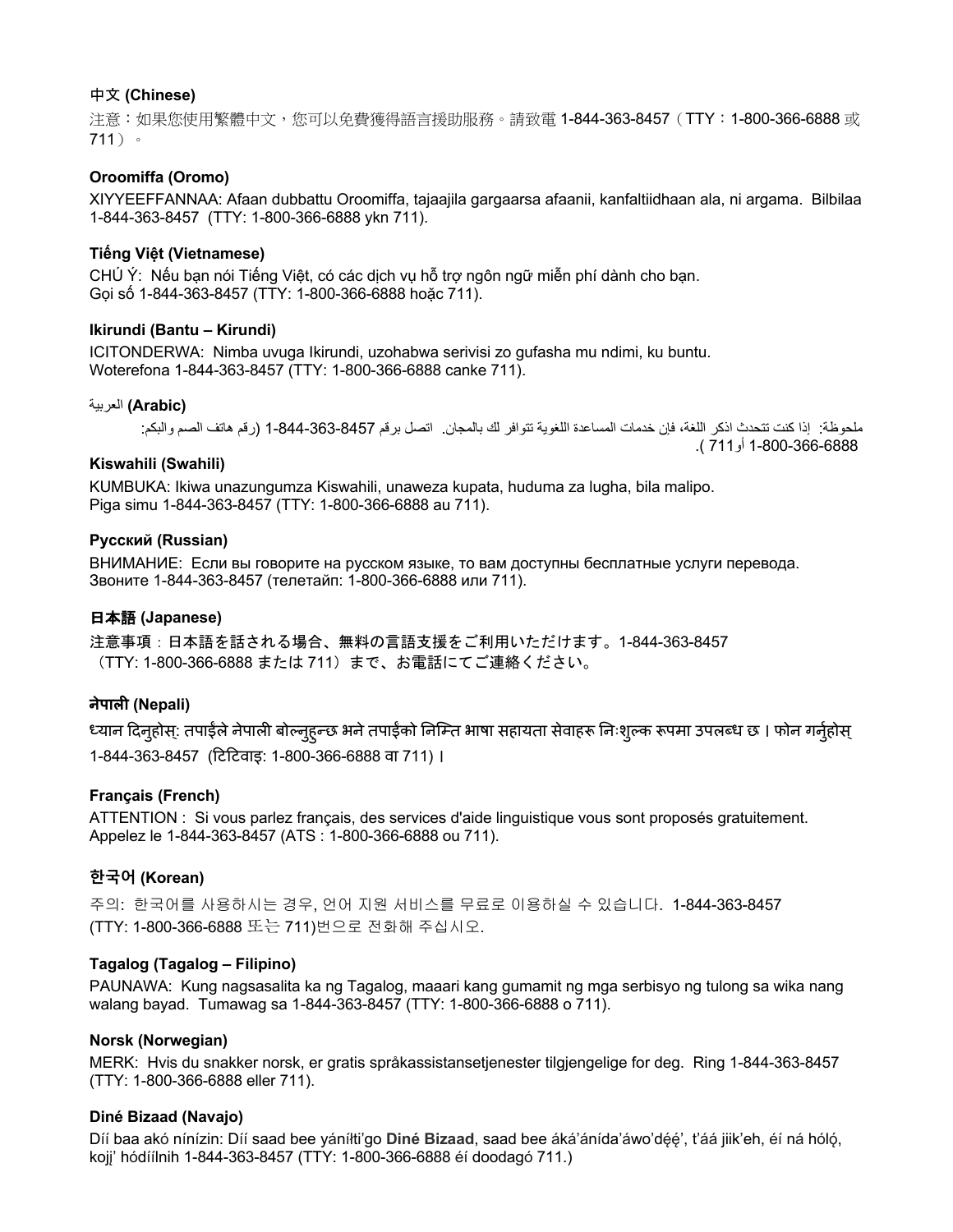**中文 (Chinese)**

注意：如果您使用繁體中文，您可以免費獲得語言援助服務。請致電 1-844-363-8457（TTY：1-800-366-6888 或 711）。

**Oroomiffa (Oromo)**

XIYYEEFFANNAA: Afaan dubbattu Oroomiffa, tajaajila gargaarsa afaanii, kanfaltiidhaan ala, ni argama. Bilbilaa 1-844-363-8457 (TTY: 1-800-366-6888 ykn 711).

**Tiếng Việt (Vietnamese)**

CHÚ Ý: Nếu bạn nói Tiếng Việt, có các dịch vụ hỗ trợ ngôn ngữ miễn phí dành cho bạn.
Gọi số 1-844-363-8457 (TTY: 1-800-366-6888 hoặc 711).

**Ikirundi (Bantu – Kirundi)**

ICITONDERWA: Nimba uvuga Ikirundi, uzohabwa serivisi zo gufasha mu ndimi, ku buntu.
Woterefona 1-844-363-8457 (TTY: 1-800-366-6888 canke 711).

**العربية (Arabic)**

ملحوظة: إذا كنت تتحدث اذكر اللغة، فإن خدمات المساعدة اللغوية تتوافر لك بالمجان. اتصل برقم 1-844-363-8457 (رقم هاتف الصم والبكم: 1-800-366-6888 أو711 ).

**Kiswahili (Swahili)**

KUMBUKA: Ikiwa unazungumza Kiswahili, unaweza kupata, huduma za lugha, bila malipo.
Piga simu 1-844-363-8457 (TTY: 1-800-366-6888 au 711).

**Русский (Russian)**

ВНИМАНИЕ: Если вы говорите на русском языке, то вам доступны бесплатные услуги перевода.
Звоните 1-844-363-8457 (телетайп: 1-800-366-6888 или 711).

**日本語 (Japanese)**

注意事項：日本語を話される場合、無料の言語支援をご利用いただけます。1-844-363-8457
（TTY: 1-800-366-6888 または 711）まで、お電話にてご連絡ください。

**नेपाली (Nepali)**

ध्यान दिनुहोस्: तपाईंले नेपाली बोल्नुहुन्छ भने तपाईंको निम्ति भाषा सहायता सेवाहरू निःशुल्क रूपमा उपलब्ध छ । फोन गर्नुहोस् 1-844-363-8457 (टिटिवाइ: 1-800-366-6888 वा 711) ।

**Français (French)**

ATTENTION : Si vous parlez français, des services d'aide linguistique vous sont proposés gratuitement.
Appelez le 1-844-363-8457 (ATS : 1-800-366-6888 ou 711).

**한국어 (Korean)**

주의: 한국어를 사용하시는 경우, 언어 지원 서비스를 무료로 이용하실 수 있습니다. 1-844-363-8457
(TTY: 1-800-366-6888 또는 711)번으로 전화해 주십시오.

**Tagalog (Tagalog – Filipino)**

PAUNAWA: Kung nagsasalita ka ng Tagalog, maaari kang gumamit ng mga serbisyo ng tulong sa wika nang walang bayad. Tumawag sa 1-844-363-8457 (TTY: 1-800-366-6888 o 711).

**Norsk (Norwegian)**

MERK: Hvis du snakker norsk, er gratis språkassistansetjenester tilgjengelige for deg. Ring 1-844-363-8457 (TTY: 1-800-366-6888 eller 711).

**Diné Bizaad (Navajo)**

Díí baa akó nínízin: Díí saad bee yáníłti'go **Diné Bizaad**, saad bee áká'ánída'áwo'dę́ę́', t'áá jiik'eh, éí ná hóló̜, kojį' hódíílnih 1-844-363-8457 (TTY: 1-800-366-6888 éí doodagó 711.)